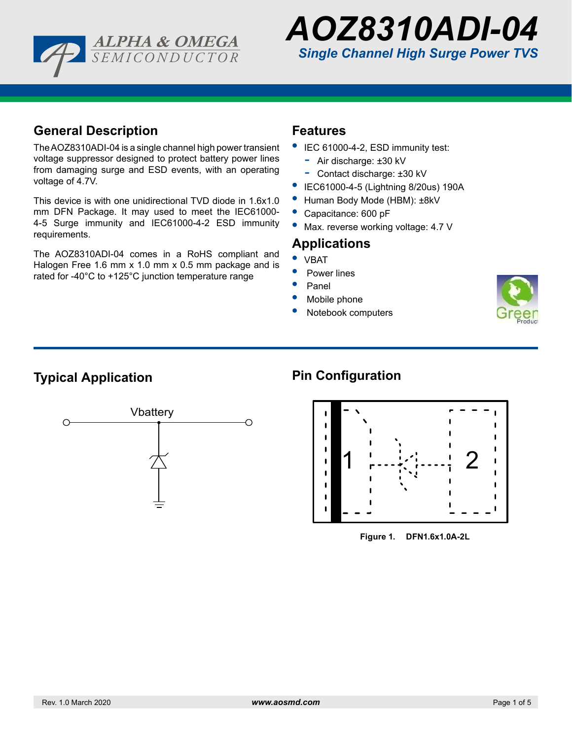# AOZ8310ADI-04

## Single Channel High Surge Power TVS

## General Description

The AOZ8310ADI-04 is a single channel high power transient voltage suppressor designed to protect battery power lines from damaging surge and ESD events, with an operating voltage of 4.7V.

This device is with one unidirectional TVD diode in 1.6x1.0 mm DFN Package. It may used to meet the IEC61000-4-5 Surge immunity and IEC61000-4-2 ESD immunity requirements.

The AOZ8310ADI-04 comes in a RoHS compliant and Halogen Free 1.6 mm x 1.0 mm x 0.5 mm package and is rated for -40°C to +125°C junction temperature range

## Features

- IEC 61000-4-2, ESD immunity test:
  - Air discharge: ±30 kV
  - Contact discharge: ±30 kV
- IEC61000-4-5 (Lightning 8/20us) 190A
- Human Body Mode (HBM): ±8kV
- Capacitance: 600 pF
- Max. reverse working voltage: 4.7 V

## Applications

- VBAT
- Power lines
- Panel
- Mobile phone
- Notebook computers

## Typical Application

Vbattery

## Pin Configuration

1 2

**Figure 1. DFN1.6x1.0A-2L**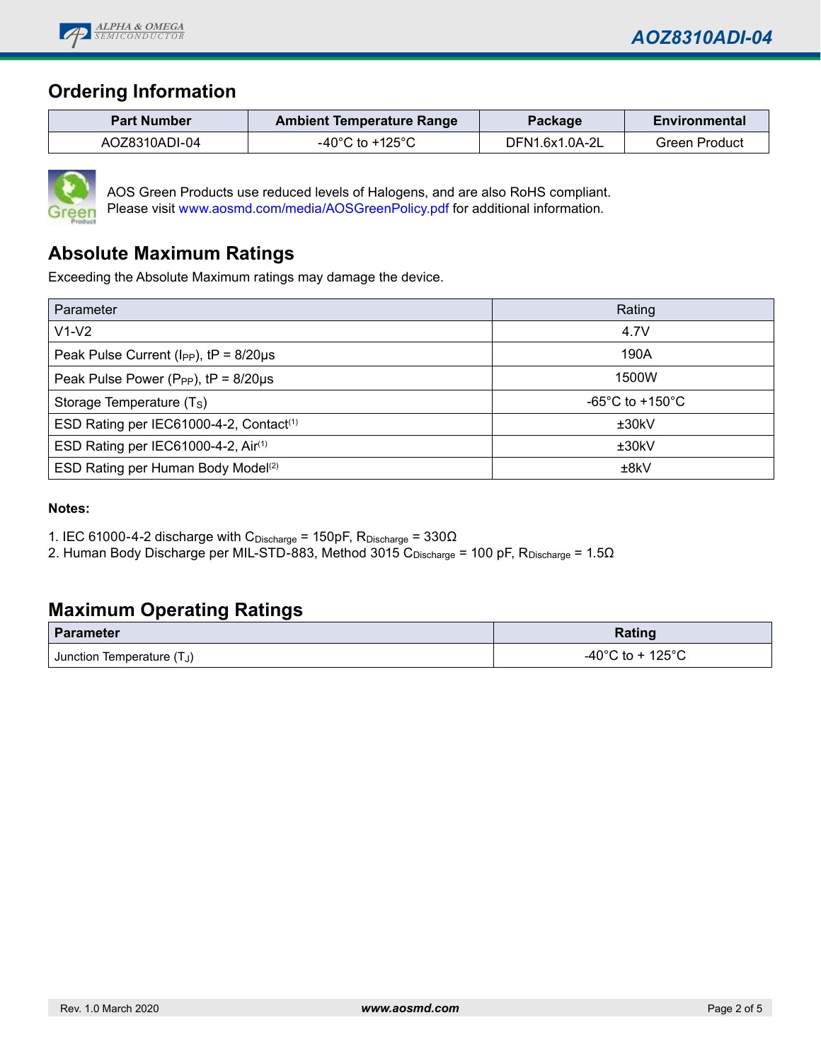## Ordering Information

| Part Number | Ambient Temperature Range | Package | Environmental |
|---|---|---|---|
| AOZ8310ADI-04 | -40°C to +125°C | DFN1.6x1.0A-2L | Green Product |

AOS Green Products use reduced levels of Halogens, and are also RoHS compliant.
Please visit www.aosmd.com/media/AOSGreenPolicy.pdf for additional information.

## Absolute Maximum Ratings

Exceeding the Absolute Maximum ratings may damage the device.

| Parameter | Rating |
|---|---|
| V1-V2 | 4.7V |
| Peak Pulse Current ($I_{PP}$), tP = 8/20µs | 190A |
| Peak Pulse Power ($P_{PP}$), tP = 8/20µs | 1500W |
| Storage Temperature ($T_S$) | -65°C to +150°C |
| ESD Rating per IEC61000-4-2, Contact[(1)] | ±30kV |
| ESD Rating per IEC61000-4-2, Air[(1)] | ±30kV |
| ESD Rating per Human Body Model[(2)] | ±8kV |

**Notes:**

1. IEC 61000-4-2 discharge with $C_{Discharge}$ = 150pF, $R_{Discharge}$ = 330Ω
2. Human Body Discharge per MIL-STD-883, Method 3015 $C_{Discharge}$ = 100 pF, $R_{Discharge}$ = 1.5Ω

## Maximum Operating Ratings

| Parameter | Rating |
|---|---|
| Junction Temperature ($T_J$) | -40°C to + 125°C |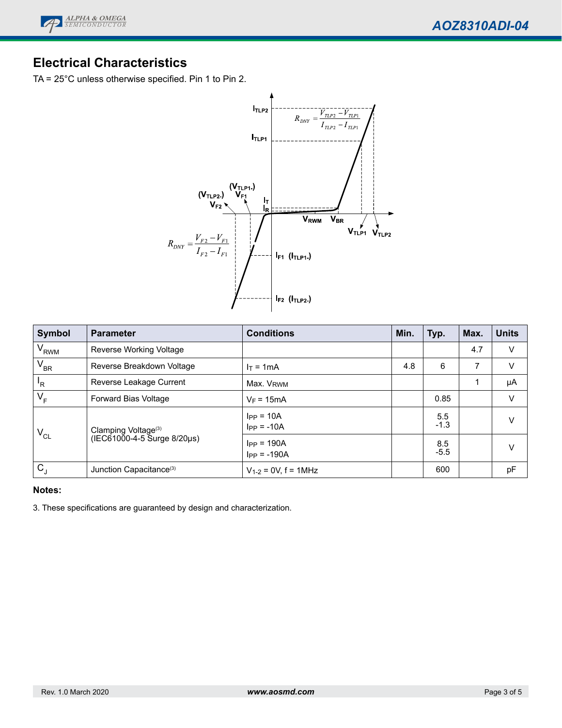## Electrical Characteristics

TA = 25°C unless otherwise specified. Pin 1 to Pin 2.

$$R_{DNY} = \frac{V_{TLP2} - V_{TLP1}}{I_{TLP2} - I_{TLP1}}$$

$$R_{DNY} = \frac{V_{F2} - V_{F1}}{I_{F2} - I_{F1}}$$

| Symbol | Parameter | Conditions | Min. | Typ. | Max. | Units |
|---|---|---|---|---|---|---|
| $V_{RWM}$ | Reverse Working Voltage | | | | 4.7 | V |
| $V_{BR}$ | Reverse Breakdown Voltage | $I_T$ = 1mA | 4.8 | 6 | 7 | V |
| $I_R$ | Reverse Leakage Current | Max. $V_{RWM}$ | | | 1 | μA |
| $V_F$ | Forward Bias Voltage | $V_F$ = 15mA | | 0.85 | | V |
| $V_{CL}$ | Clamping Voltage[3] (IEC61000-4-5 Surge 8/20μs) | $I_{PP}$ = 10A<br>$I_{PP}$ = -10A | | 5.5<br>-1.3 | | V |
| | | $I_{PP}$ = 190A<br>$I_{PP}$ = -190A | | 8.5<br>-5.5 | | V |
| $C_J$ | Junction Capacitance[3] | $V_{1\text{-}2}$ = 0V, f = 1MHz | | 600 | | pF |

**Notes:**

3. These specifications are guaranteed by design and characterization.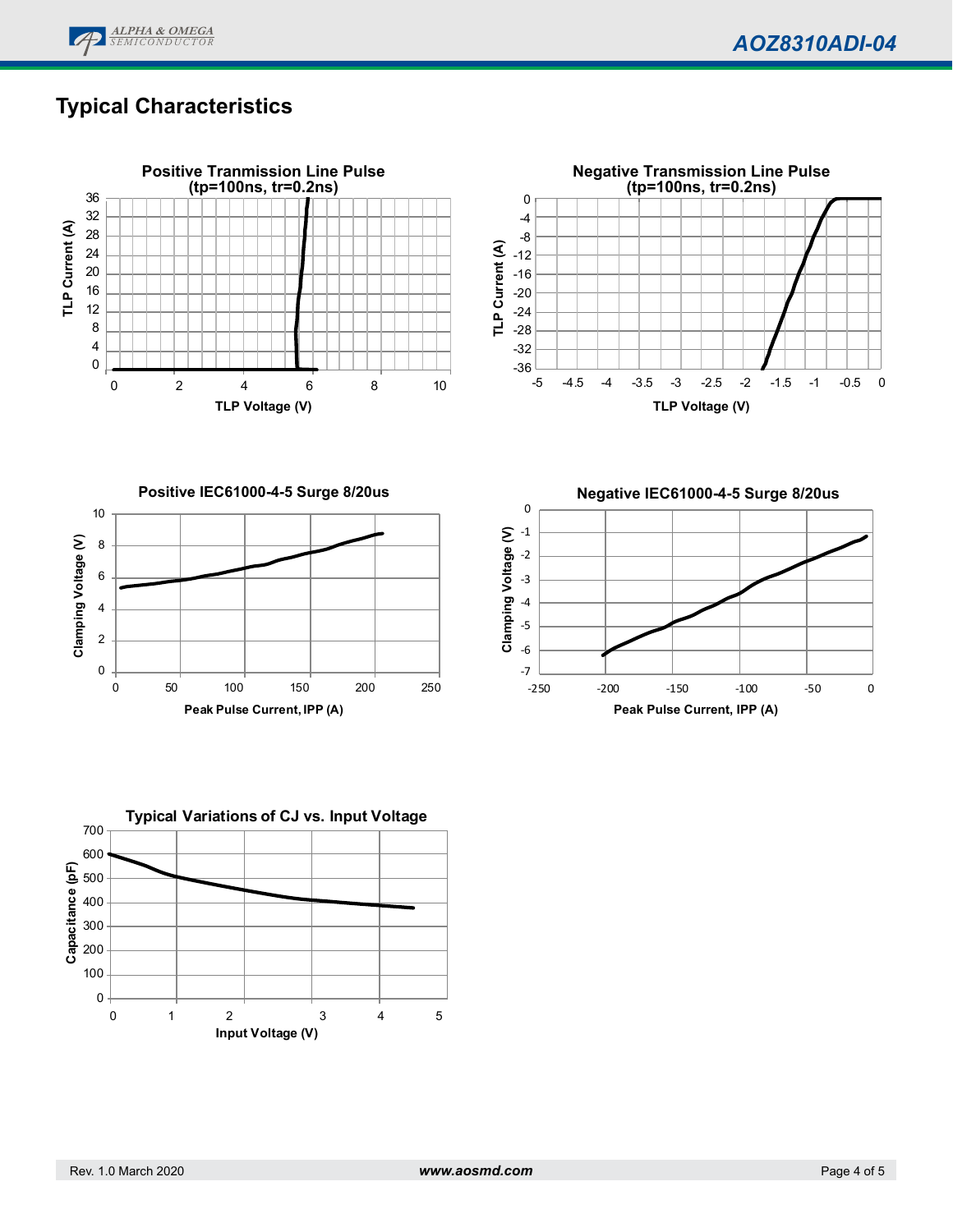## Typical Characteristics

**Positive Tranmission Line Pulse (tp=100ns, tr=0.2ns)**

TLP Current (A) vs. TLP Voltage (V)

**Negative Transmission Line Pulse (tp=100ns, tr=0.2ns)**

TLP Current (A) vs. TLP Voltage (V)

**Positive IEC61000-4-5 Surge 8/20us**

Clamping Voltage (V) vs. Peak Pulse Current, IPP (A)

**Negative IEC61000-4-5 Surge 8/20us**

Clamping Voltage (V) vs. Peak Pulse Current, IPP (A)

**Typical Variations of CJ vs. Input Voltage**

Capacitance (pF) vs. Input Voltage (V)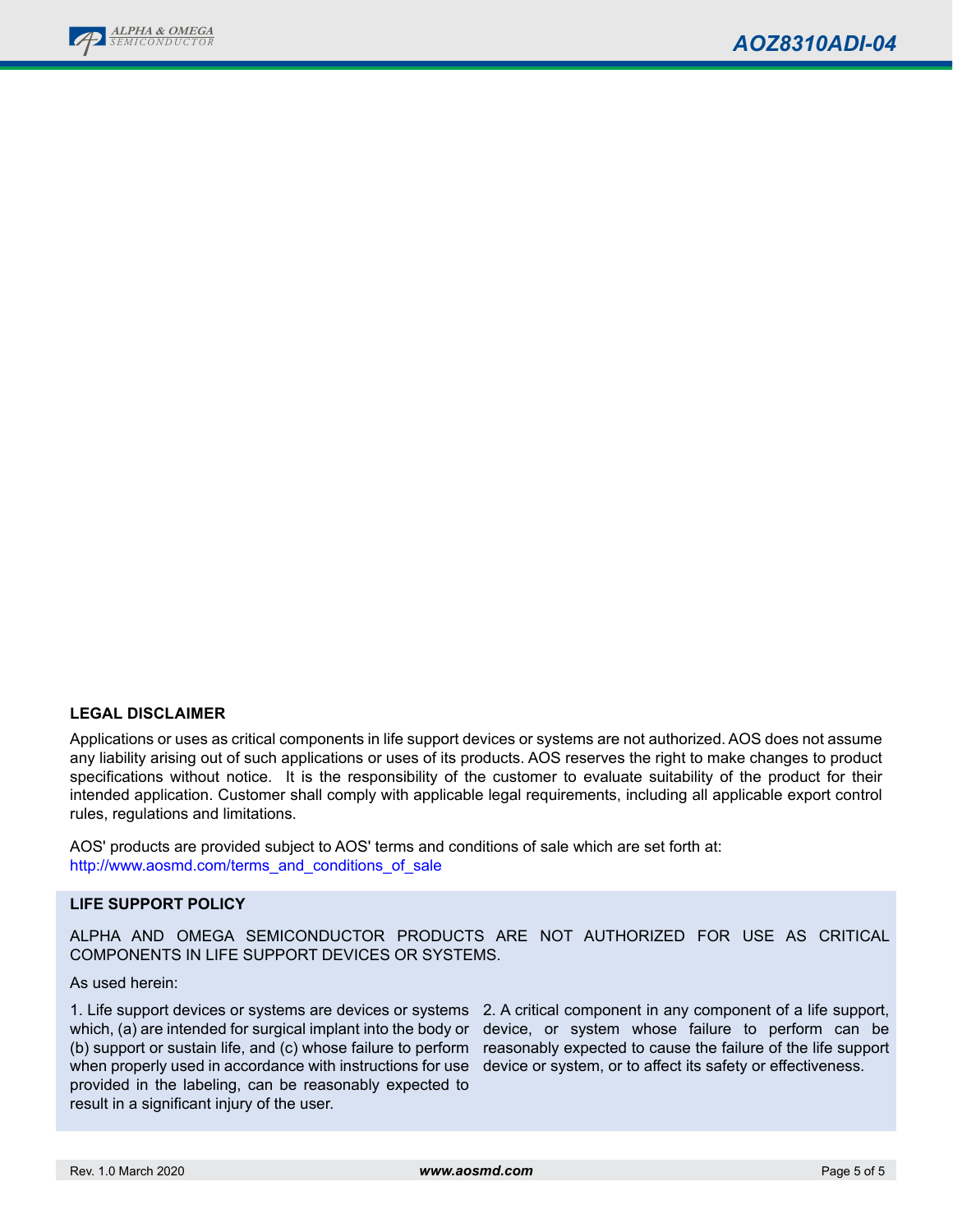## LEGAL DISCLAIMER

Applications or uses as critical components in life support devices or systems are not authorized. AOS does not assume any liability arising out of such applications or uses of its products. AOS reserves the right to make changes to product specifications without notice. It is the responsibility of the customer to evaluate suitability of the product for their intended application. Customer shall comply with applicable legal requirements, including all applicable export control rules, regulations and limitations.

AOS' products are provided subject to AOS' terms and conditions of sale which are set forth at:
http://www.aosmd.com/terms_and_conditions_of_sale

## LIFE SUPPORT POLICY

ALPHA AND OMEGA SEMICONDUCTOR PRODUCTS ARE NOT AUTHORIZED FOR USE AS CRITICAL COMPONENTS IN LIFE SUPPORT DEVICES OR SYSTEMS.

As used herein:

1. Life support devices or systems are devices or systems which, (a) are intended for surgical implant into the body or (b) support or sustain life, and (c) whose failure to perform when properly used in accordance with instructions for use provided in the labeling, can be reasonably expected to result in a significant injury of the user.

2. A critical component in any component of a life support, device, or system whose failure to perform can be reasonably expected to cause the failure of the life support device or system, or to affect its safety or effectiveness.